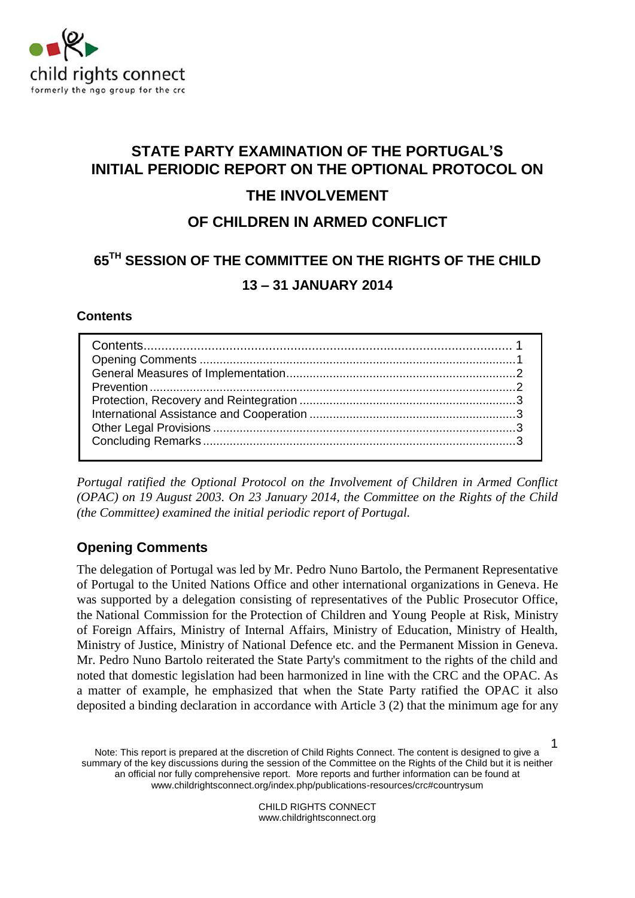child rights connect
formerly the ngo group for the crc

# STATE PARTY EXAMINATION OF THE PORTUGAL'S INITIAL PERIODIC REPORT ON THE OPTIONAL PROTOCOL ON THE INVOLVEMENT OF CHILDREN IN ARMED CONFLICT

## 65TH SESSION OF THE COMMITTEE ON THE RIGHTS OF THE CHILD

## 13 – 31 JANUARY 2014

### Contents

| | |
|---|---|
| Contents | 1 |
| Opening Comments | 1 |
| General Measures of Implementation | 2 |
| Prevention | 2 |
| Protection, Recovery and Reintegration | 3 |
| International Assistance and Cooperation | 3 |
| Other Legal Provisions | 3 |
| Concluding Remarks | 3 |

*Portugal ratified the Optional Protocol on the Involvement of Children in Armed Conflict (OPAC) on 19 August 2003. On 23 January 2014, the Committee on the Rights of the Child (the Committee) examined the initial periodic report of Portugal.*

## Opening Comments

The delegation of Portugal was led by Mr. Pedro Nuno Bartolo, the Permanent Representative of Portugal to the United Nations Office and other international organizations in Geneva. He was supported by a delegation consisting of representatives of the Public Prosecutor Office, the National Commission for the Protection of Children and Young People at Risk, Ministry of Foreign Affairs, Ministry of Internal Affairs, Ministry of Education, Ministry of Health, Ministry of Justice, Ministry of National Defence etc. and the Permanent Mission in Geneva. Mr. Pedro Nuno Bartolo reiterated the State Party's commitment to the rights of the child and noted that domestic legislation had been harmonized in line with the CRC and the OPAC. As a matter of example, he emphasized that when the State Party ratified the OPAC it also deposited a binding declaration in accordance with Article 3 (2) that the minimum age for any

Note: This report is prepared at the discretion of Child Rights Connect. The content is designed to give a summary of the key discussions during the session of the Committee on the Rights of the Child but it is neither an official nor fully comprehensive report. More reports and further information can be found at www.childrightsconnect.org/index.php/publications-resources/crc#countrysum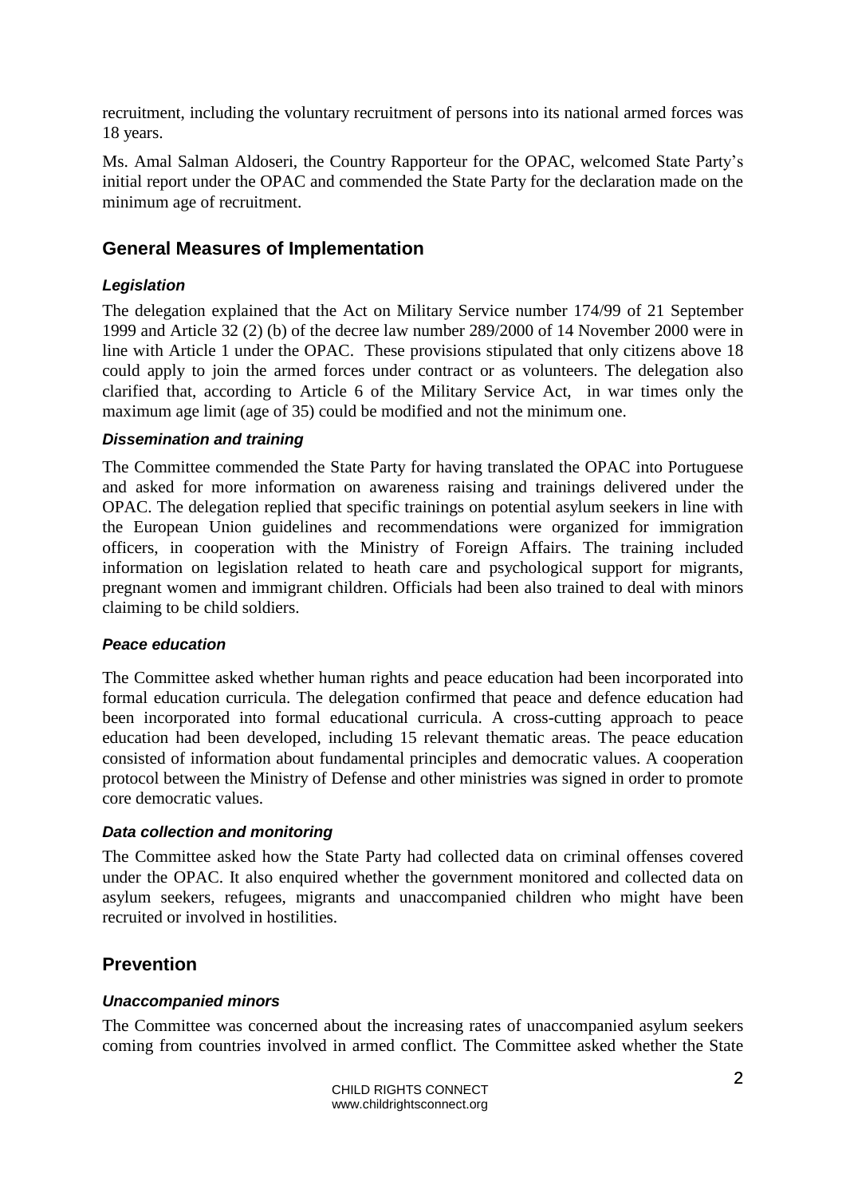recruitment, including the voluntary recruitment of persons into its national armed forces was 18 years.

Ms. Amal Salman Aldoseri, the Country Rapporteur for the OPAC, welcomed State Party's initial report under the OPAC and commended the State Party for the declaration made on the minimum age of recruitment.

## General Measures of Implementation

### *Legislation*

The delegation explained that the Act on Military Service number 174/99 of 21 September 1999 and Article 32 (2) (b) of the decree law number 289/2000 of 14 November 2000 were in line with Article 1 under the OPAC. These provisions stipulated that only citizens above 18 could apply to join the armed forces under contract or as volunteers. The delegation also clarified that, according to Article 6 of the Military Service Act, in war times only the maximum age limit (age of 35) could be modified and not the minimum one.

### *Dissemination and training*

The Committee commended the State Party for having translated the OPAC into Portuguese and asked for more information on awareness raising and trainings delivered under the OPAC. The delegation replied that specific trainings on potential asylum seekers in line with the European Union guidelines and recommendations were organized for immigration officers, in cooperation with the Ministry of Foreign Affairs. The training included information on legislation related to heath care and psychological support for migrants, pregnant women and immigrant children. Officials had been also trained to deal with minors claiming to be child soldiers.

### *Peace education*

The Committee asked whether human rights and peace education had been incorporated into formal education curricula. The delegation confirmed that peace and defence education had been incorporated into formal educational curricula. A cross-cutting approach to peace education had been developed, including 15 relevant thematic areas. The peace education consisted of information about fundamental principles and democratic values. A cooperation protocol between the Ministry of Defense and other ministries was signed in order to promote core democratic values.

### *Data collection and monitoring*

The Committee asked how the State Party had collected data on criminal offenses covered under the OPAC. It also enquired whether the government monitored and collected data on asylum seekers, refugees, migrants and unaccompanied children who might have been recruited or involved in hostilities.

## Prevention

### *Unaccompanied minors*

The Committee was concerned about the increasing rates of unaccompanied asylum seekers coming from countries involved in armed conflict. The Committee asked whether the State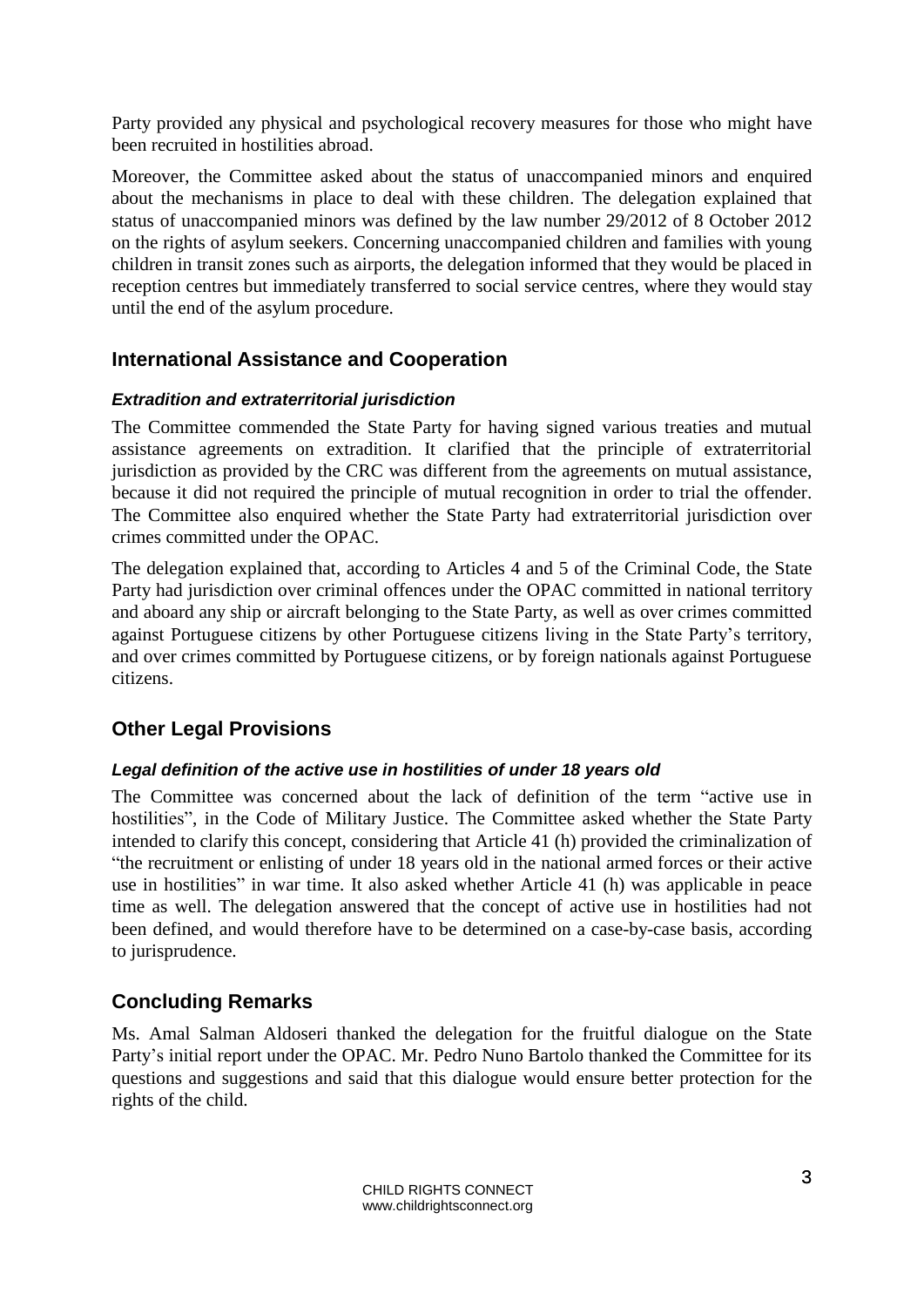Party provided any physical and psychological recovery measures for those who might have been recruited in hostilities abroad.

Moreover, the Committee asked about the status of unaccompanied minors and enquired about the mechanisms in place to deal with these children. The delegation explained that status of unaccompanied minors was defined by the law number 29/2012 of 8 October 2012 on the rights of asylum seekers. Concerning unaccompanied children and families with young children in transit zones such as airports, the delegation informed that they would be placed in reception centres but immediately transferred to social service centres, where they would stay until the end of the asylum procedure.

## International Assistance and Cooperation

### *Extradition and extraterritorial jurisdiction*

The Committee commended the State Party for having signed various treaties and mutual assistance agreements on extradition. It clarified that the principle of extraterritorial jurisdiction as provided by the CRC was different from the agreements on mutual assistance, because it did not required the principle of mutual recognition in order to trial the offender. The Committee also enquired whether the State Party had extraterritorial jurisdiction over crimes committed under the OPAC.

The delegation explained that, according to Articles 4 and 5 of the Criminal Code, the State Party had jurisdiction over criminal offences under the OPAC committed in national territory and aboard any ship or aircraft belonging to the State Party, as well as over crimes committed against Portuguese citizens by other Portuguese citizens living in the State Party's territory, and over crimes committed by Portuguese citizens, or by foreign nationals against Portuguese citizens.

## Other Legal Provisions

### *Legal definition of the active use in hostilities of under 18 years old*

The Committee was concerned about the lack of definition of the term "active use in hostilities", in the Code of Military Justice. The Committee asked whether the State Party intended to clarify this concept, considering that Article 41 (h) provided the criminalization of "the recruitment or enlisting of under 18 years old in the national armed forces or their active use in hostilities" in war time. It also asked whether Article 41 (h) was applicable in peace time as well. The delegation answered that the concept of active use in hostilities had not been defined, and would therefore have to be determined on a case-by-case basis, according to jurisprudence.

## Concluding Remarks

Ms. Amal Salman Aldoseri thanked the delegation for the fruitful dialogue on the State Party's initial report under the OPAC. Mr. Pedro Nuno Bartolo thanked the Committee for its questions and suggestions and said that this dialogue would ensure better protection for the rights of the child.